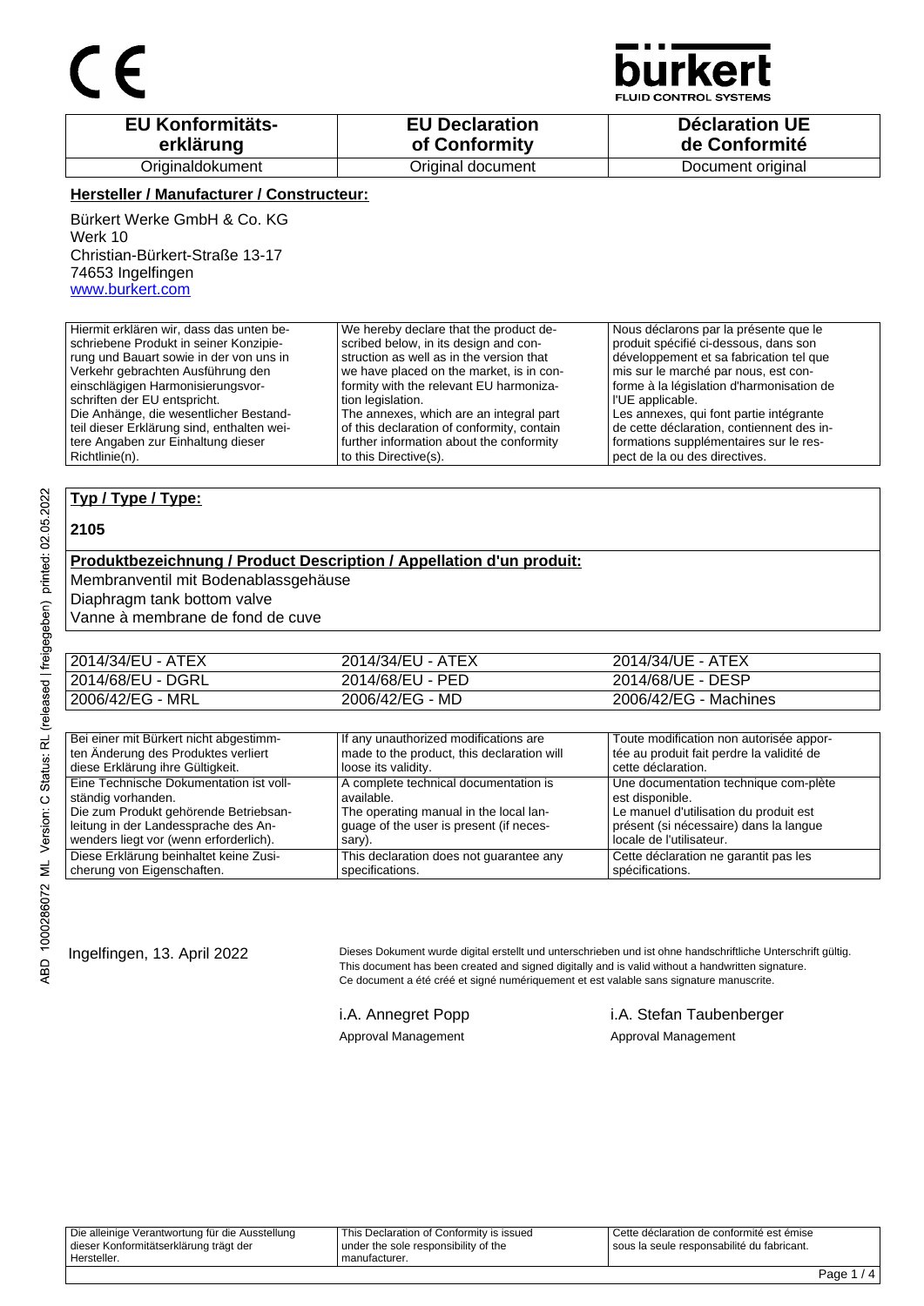CE

bürkert
FLUID CONTROL SYSTEMS

| EU Konformitäts-erklärung | EU Declaration of Conformity | Déclaration UE de Conformité |
|---|---|---|
| Originaldokument | Original document | Document original |

**Hersteller / Manufacturer / Constructeur:**

Bürkert Werke GmbH & Co. KG
Werk 10
Christian-Bürkert-Straße 13-17
74653 Ingelfingen
www.burkert.com

| | | |
|---|---|---|
| Hiermit erklären wir, dass das unten beschriebene Produkt in seiner Konzipierung und Bauart sowie in der von uns in Verkehr gebrachten Ausführung den einschlägigen Harmonisierungsvorschriften der EU entspricht. Die Anhänge, die wesentlicher Bestandteil dieser Erklärung sind, enthalten weitere Angaben zur Einhaltung dieser Richtlinie(n). | We hereby declare that the product described below, in its design and construction as well as in the version that we have placed on the market, is in conformity with the relevant EU harmonization legislation. The annexes, which are an integral part of this declaration of conformity, contain further information about the conformity to this Directive(s). | Nous déclarons par la présente que le produit spécifié ci-dessous, dans son développement et sa fabrication tel que mis sur le marché par nous, est conforme à la législation d'harmonisation de l'UE applicable. Les annexes, qui font partie intégrante de cette déclaration, contiennent des informations supplémentaires sur le respect de la ou des directives. |

**Typ / Type / Type:**

**2105**

**Produktbezeichnung / Product Description / Appellation d'un produit:**

Membranventil mit Bodenablassgehäuse
Diaphragm tank bottom valve
Vanne à membrane de fond de cuve

| | | |
|---|---|---|
| 2014/34/EU - ATEX | 2014/34/EU - ATEX | 2014/34/UE - ATEX |
| 2014/68/EU - DGRL | 2014/68/EU - PED | 2014/68/UE - DESP |
| 2006/42/EG - MRL | 2006/42/EG - MD | 2006/42/EG - Machines |

| | | |
|---|---|---|
| Bei einer mit Bürkert nicht abgestimmten Änderung des Produktes verliert diese Erklärung ihre Gültigkeit. | If any unauthorized modifications are made to the product, this declaration will loose its validity. | Toute modification non autorisée apportée au produit fait perdre la validité de cette déclaration. |
| Eine Technische Dokumentation ist vollständig vorhanden. Die zum Produkt gehörende Betriebsanleitung in der Landessprache des Anwenders liegt vor (wenn erforderlich). | A complete technical documentation is available. The operating manual in the local language of the user is present (if necessary). | Une documentation technique com-plète est disponible. Le manuel d'utilisation du produit est présent (si nécessaire) dans la langue locale de l'utilisateur. |
| Diese Erklärung beinhaltet keine Zusicherung von Eigenschaften. | This declaration does not guarantee any specifications. | Cette déclaration ne garantit pas les spécifications. |

Ingelfingen, 13. April 2022

Dieses Dokument wurde digital erstellt und unterschrieben und ist ohne handschriftliche Unterschrift gültig.
This document has been created and signed digitally and is valid without a handwritten signature.
Ce document a été créé et signé numériquement et est valable sans signature manuscrite.

i.A. Annegret Popp
Approval Management

i.A. Stefan Taubenberger
Approval Management

| | | |
|---|---|---|
| Die alleinige Verantwortung für die Ausstellung dieser Konformitätserklärung trägt der Hersteller. | This Declaration of Conformity is issued under the sole responsibility of the manufacturer. | Cette déclaration de conformité est émise sous la seule responsabilité du fabricant. |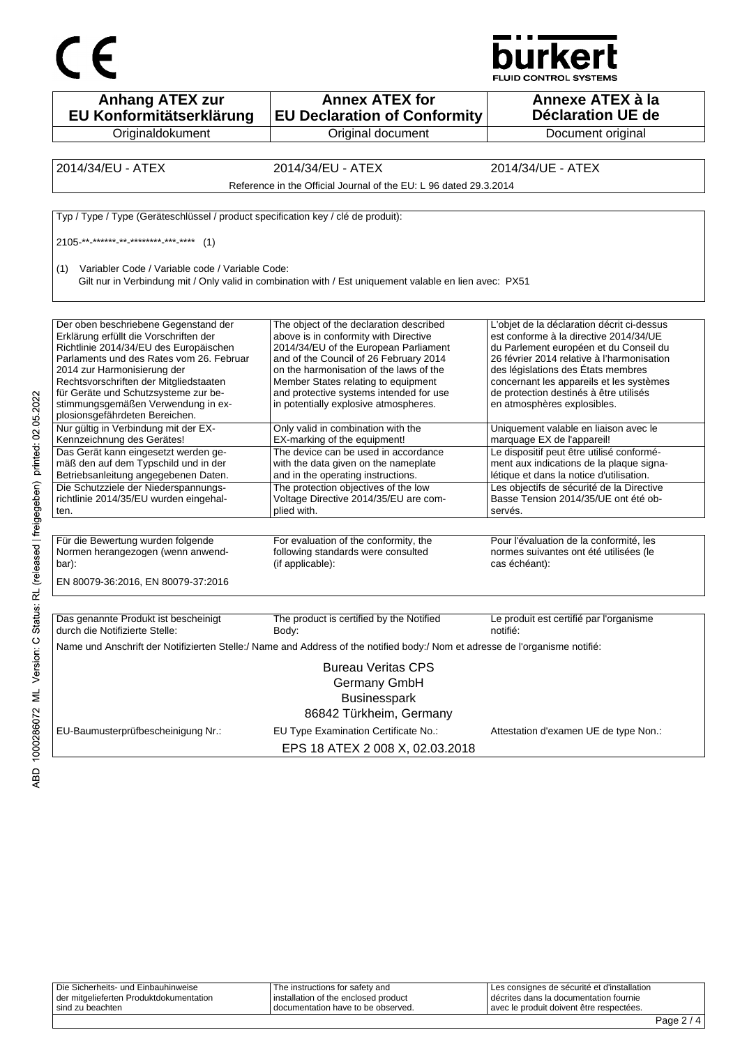| Anhang ATEX zur EU Konformitätserklärung | Annex ATEX for EU Declaration of Conformity | Annexe ATEX à la Déclaration UE de |
|---|---|---|
| Originaldokument | Original document | Document original |

| 2014/34/EU - ATEX | 2014/34/EU - ATEX | 2014/34/UE - ATEX |
|---|---|---|
| Reference in the Official Journal of the EU: L 96 dated 29.3.2014 | | |

Typ / Type / Type (Geräteschlüssel / product specification key / clé de produit):

2105-\*\*-\*\*\*\*\*\*-\*\*-\*\*\*\*\*\*\*\*-\*\*\*-\*\*\*\* (1)

(1) Variabler Code / Variable code / Variable Code:
Gilt nur in Verbindung mit / Only valid in combination with / Est uniquement valable en lien avec: PX51

| | | |
|---|---|---|
| Der oben beschriebene Gegenstand der Erklärung erfüllt die Vorschriften der Richtlinie 2014/34/EU des Europäischen Parlaments und des Rates vom 26. Februar 2014 zur Harmonisierung der Rechtsvorschriften der Mitgliedstaaten für Geräte und Schutzsysteme zur bestimmungsgemäßen Verwendung in explosionsgefährdeten Bereichen. | The object of the declaration described above is in conformity with Directive 2014/34/EU of the European Parliament and of the Council of 26 February 2014 on the harmonisation of the laws of the Member States relating to equipment and protective systems intended for use in potentially explosive atmospheres. | L'objet de la déclaration décrit ci-dessus est conforme à la directive 2014/34/UE du Parlement européen et du Conseil du 26 février 2014 relative à l'harmonisation des législations des États membres concernant les appareils et les systèmes de protection destinés à être utilisés en atmosphères explosibles. |
| Nur gültig in Verbindung mit der EX-Kennzeichnung des Gerätes! | Only valid in combination with the EX-marking of the equipment! | Uniquement valable en liaison avec le marquage EX de l'appareil! |
| Das Gerät kann eingesetzt werden gemäß den auf dem Typschild und in der Betriebsanleitung angegebenen Daten. | The device can be used in accordance with the data given on the nameplate and in the operating instructions. | Le dispositif peut être utilisé conformément aux indications de la plaque signalétique et dans la notice d'utilisation. |
| Die Schutzziele der Niederspannungsrichtlinie 2014/35/EU wurden eingehalten. | The protection objectives of the low Voltage Directive 2014/35/EU are complied with. | Les objectifs de sécurité de la Directive Basse Tension 2014/35/UE ont été observés. |

| | | |
|---|---|---|
| Für die Bewertung wurden folgende Normen herangezogen (wenn anwendbar): | For evaluation of the conformity, the following standards were consulted (if applicable): | Pour l'évaluation de la conformité, les normes suivantes ont été utilisées (le cas échéant): |

EN 80079-36:2016, EN 80079-37:2016

| | | |
|---|---|---|
| Das genannte Produkt ist bescheinigt durch die Notifizierte Stelle: | The product is certified by the Notified Body: | Le produit est certifié par l'organisme notifié: |

Name und Anschrift der Notifizierten Stelle:/ Name and Address of the notified body:/ Nom et adresse de l'organisme notifié:

Bureau Veritas CPS
Germany GmbH
Businesspark
86842 Türkheim, Germany

| | | |
|---|---|---|
| EU-Baumusterprüfbescheinigung Nr.: | EU Type Examination Certificate No.: | Attestation d'examen UE de type Non.: |

EPS 18 ATEX 2 008 X, 02.03.2018

| | | |
|---|---|---|
| Die Sicherheits- und Einbauhinweise der mitgelieferten Produktdokumentation sind zu beachten | The instructions for safety and installation of the enclosed product documentation have to be observed. | Les consignes de sécurité et d'installation décrites dans la documentation fournie avec le produit doivent être respectées. |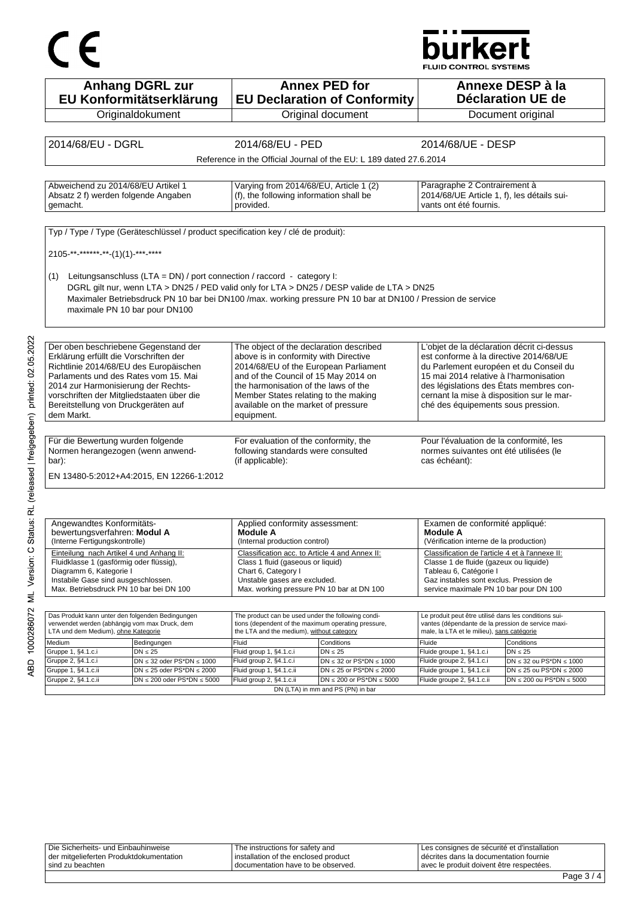CE

**bürkert** FLUID CONTROL SYSTEMS

| Anhang DGRL zur EU Konformitätserklärung | Annex PED for EU Declaration of Conformity | Annexe DESP à la Déclaration UE de |
|---|---|---|
| Originaldokument | Original document | Document original |

| 2014/68/EU - DGRL | 2014/68/EU - PED | 2014/68/UE - DESP |
|---|---|---|

Reference in the Official Journal of the EU: L 189 dated 27.6.2014

| Abweichend zu 2014/68/EU Artikel 1 Absatz 2 f) werden folgende Angaben gemacht. | Varying from 2014/68/EU, Article 1 (2) (f), the following information shall be provided. | Paragraphe 2 Contrairement à 2014/68/UE Article 1, f), les détails suivants ont été fournis. |
|---|---|---|

Typ / Type / Type (Geräteschlüssel / product specification key / clé de produit):

2105-**-******-**-(1)(1)-***-****

(1) Leitungsanschluss (LTA = DN) / port connection / raccord - category I:
DGRL gilt nur, wenn LTA > DN25 / PED valid only for LTA > DN25 / DESP valide de LTA > DN25
Maximaler Betriebsdruck PN 10 bar bei DN100 /max. working pressure PN 10 bar at DN100 / Pression de service maximale PN 10 bar pour DN100

| Der oben beschriebene Gegenstand der Erklärung erfüllt die Vorschriften der Richtlinie 2014/68/EU des Europäischen Parlaments und des Rates vom 15. Mai 2014 zur Harmonisierung der Rechtsvorschriften der Mitgliedstaaten über die Bereitstellung von Druckgeräten auf dem Markt. | The object of the declaration described above is in conformity with Directive 2014/68/EU of the European Parliament and of the Council of 15 May 2014 on the harmonisation of the laws of the Member States relating to the making available on the market of pressure equipment. | L'objet de la déclaration décrit ci-dessus est conforme à la directive 2014/68/UE du Parlement européen et du Conseil du 15 mai 2014 relative à l'harmonisation des législations des États membres concernant la mise à disposition sur le marché des équipements sous pression. |
|---|---|---|

| Für die Bewertung wurden folgende Normen herangezogen (wenn anwendbar): | For evaluation of the conformity, the following standards were consulted (if applicable): | Pour l'évaluation de la conformité, les normes suivantes ont été utilisées (le cas échéant): |
|---|---|---|

EN 13480-5:2012+A4:2015, EN 12266-1:2012

| Angewandtes Konformitätsbewertungsverfahren: **Modul A** (Interne Fertigungskontrolle) | Applied conformity assessment: **Module A** (Internal production control) | Examen de conformité appliqué: **Module A** (Vérification interne de la production) |
|---|---|---|
| Einteilung nach Artikel 4 und Anhang II: Fluidklasse 1 (gasförmig oder flüssig), Diagramm 6, Kategorie I Instabile Gase sind ausgeschlossen. Max. Betriebsdruck PN 10 bar bei DN 100 | Classification acc. to Article 4 and Annex II: Class 1 fluid (gaseous or liquid) Chart 6, Category I Unstable gases are excluded. Max. working pressure PN 10 bar at DN 100 | Classification de l'article 4 et à l'annexe II: Classe 1 de fluide (gazeux ou liquide) Tableau 6, Catégorie I Gaz instables sont exclus. Pression de service maximale PN 10 bar pour DN 100 |

| Das Produkt kann unter den folgenden Bedingungen verwendet werden (abhängig vom max Druck, dem LTA und dem Medium), ohne Kategorie | | The product can be used under the following conditions (dependent of the maximum operating pressure, the LTA and the medium), without category | | Le produit peut être utilisé dans les conditions suivantes (dépendante de la pression de service maximale, la LTA et le milieu), sans catégorie | |
|---|---|---|---|---|---|
| Medium | Bedingungen | Fluid | Conditions | Fluide | Conditions |
| Gruppe 1, §4.1.c.i | DN ≤ 25 | Fluid group 1, §4.1.c.i | DN ≤ 25 | Fluide groupe 1, §4.1.c.i | DN ≤ 25 |
| Gruppe 2, §4.1.c.i | DN ≤ 32 oder PS*DN ≤ 1000 | Fluid group 2, §4.1.c.i | DN ≤ 32 or PS*DN ≤ 1000 | Fluide groupe 2, §4.1.c.i | DN ≤ 32 ou PS*DN ≤ 1000 |
| Gruppe 1, §4.1.c.ii | DN ≤ 25 oder PS*DN ≤ 2000 | Fluid group 1, §4.1.c.ii | DN ≤ 25 or PS*DN ≤ 2000 | Fluide groupe 1, §4.1.c.ii | DN ≤ 25 ou PS*DN ≤ 2000 |
| Gruppe 2, §4.1.c.ii | DN ≤ 200 oder PS*DN ≤ 5000 | Fluid group 2, §4.1.c.ii | DN ≤ 200 or PS*DN ≤ 5000 | Fluide groupe 2, §4.1.c.ii | DN ≤ 200 ou PS*DN ≤ 5000 |

DN (LTA) in mm and PS (PN) in bar

| Die Sicherheits- und Einbauhinweise der mitgelieferten Produktdokumentation sind zu beachten | The instructions for safety and installation of the enclosed product documentation have to be observed. | Les consignes de sécurité et d'installation décrites dans la documentation fournie avec le produit doivent être respectées. |
|---|---|---|

ABD 1000286072 ML Version: C Status: RL (released | freigegeben) printed: 02.05.2022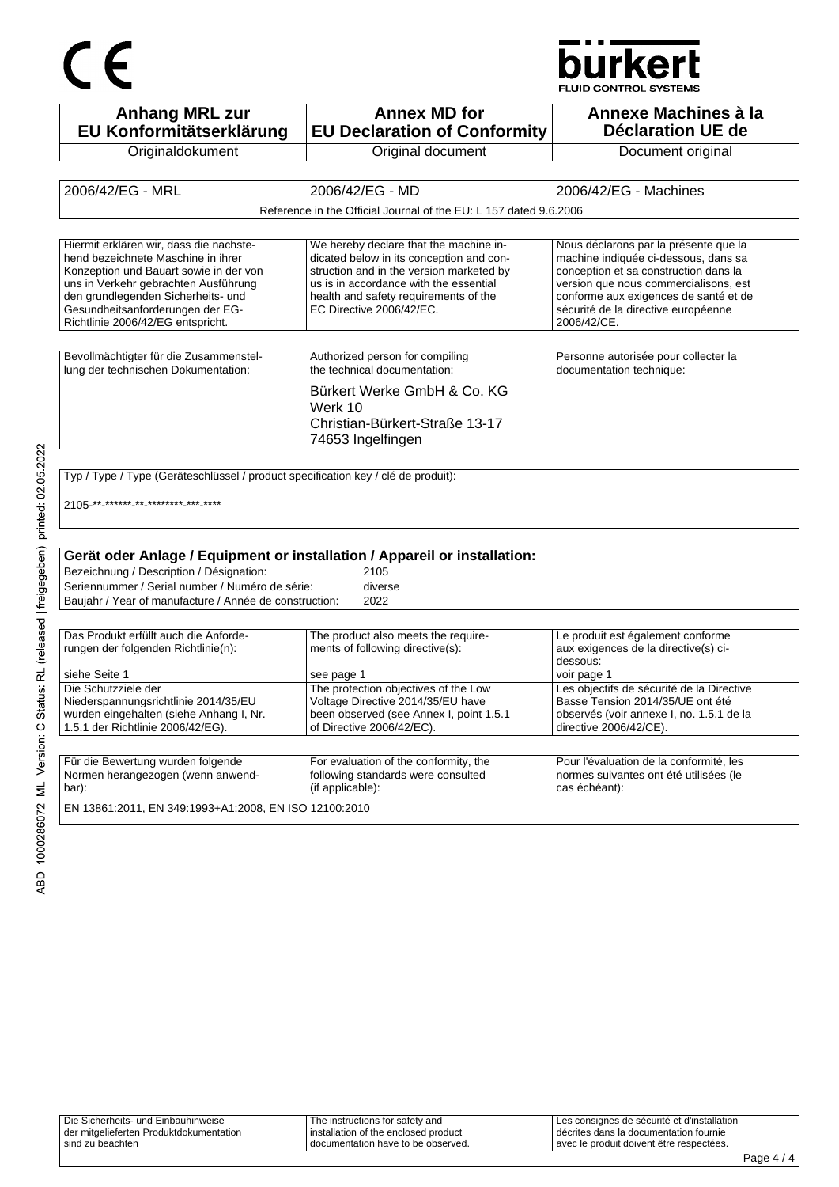CE

bürkert
FLUID CONTROL SYSTEMS

| Anhang MRL zur EU Konformitätserklärung | Annex MD for EU Declaration of Conformity | Annexe Machines à la Déclaration UE de |
|---|---|---|
| Originaldokument | Original document | Document original |

| | | |
|---|---|---|
| 2006/42/EG - MRL | 2006/42/EG - MD | 2006/42/EG - Machines |
| Reference in the Official Journal of the EU: L 157 dated 9.6.2006 | | |

| | | |
|---|---|---|
| Hiermit erklären wir, dass die nachstehend bezeichnete Maschine in ihrer Konzeption und Bauart sowie in der von uns in Verkehr gebrachten Ausführung den grundlegenden Sicherheits- und Gesundheitsanforderungen der EG-Richtlinie 2006/42/EG entspricht. | We hereby declare that the machine indicated below in its conception and construction and in the version marketed by us is in accordance with the essential health and safety requirements of the EC Directive 2006/42/EC. | Nous déclarons par la présente que la machine indiquée ci-dessous, dans sa conception et sa construction dans la version que nous commercialisons, est conforme aux exigences de santé et de sécurité de la directive européenne 2006/42/CE. |

| | | |
|---|---|---|
| Bevollmächtigter für die Zusammenstellung der technischen Dokumentation: | Authorized person for compiling the technical documentation: | Personne autorisée pour collecter la documentation technique: |

Bürkert Werke GmbH & Co. KG
Werk 10
Christian-Bürkert-Straße 13-17
74653 Ingelfingen

Typ / Type / Type (Geräteschlüssel / product specification key / clé de produit):

2105-**-******-**-********-***-****

**Gerät oder Anlage / Equipment or installation / Appareil or installation:**

| | |
|---|---|
| Bezeichnung / Description / Désignation: | 2105 |
| Seriennummer / Serial number / Numéro de série: | diverse |
| Baujahr / Year of manufacture / Année de construction: | 2022 |

| | | |
|---|---|---|
| Das Produkt erfüllt auch die Anforderungen der folgenden Richtlinie(n): | The product also meets the requirements of following directive(s): | Le produit est également conforme aux exigences de la directive(s) ci-dessous: |
| siehe Seite 1 | see page 1 | voir page 1 |
| Die Schutzziele der Niederspannungsrichtlinie 2014/35/EU wurden eingehalten (siehe Anhang I, Nr. 1.5.1 der Richtlinie 2006/42/EG). | The protection objectives of the Low Voltage Directive 2014/35/EU have been observed (see Annex I, point 1.5.1 of Directive 2006/42/EC). | Les objectifs de sécurité de la Directive Basse Tension 2014/35/UE ont été observés (voir annexe I, no. 1.5.1 de la directive 2006/42/CE). |

| | | |
|---|---|---|
| Für die Bewertung wurden folgende Normen herangezogen (wenn anwendbar): | For evaluation of the conformity, the following standards were consulted (if applicable): | Pour l'évaluation de la conformité, les normes suivantes ont été utilisées (le cas échéant): |

EN 13861:2011, EN 349:1993+A1:2008, EN ISO 12100:2010

| | | |
|---|---|---|
| Die Sicherheits- und Einbauhinweise der mitgelieferten Produktdokumentation sind zu beachten | The instructions for safety and installation of the enclosed product documentation have to be observed. | Les consignes de sécurité et d'installation décrites dans la documentation fournie avec le produit doivent être respectées. |

ABD 1000286072 ML Version: C Status: RL (released | freigegeben) printed: 02.05.2022